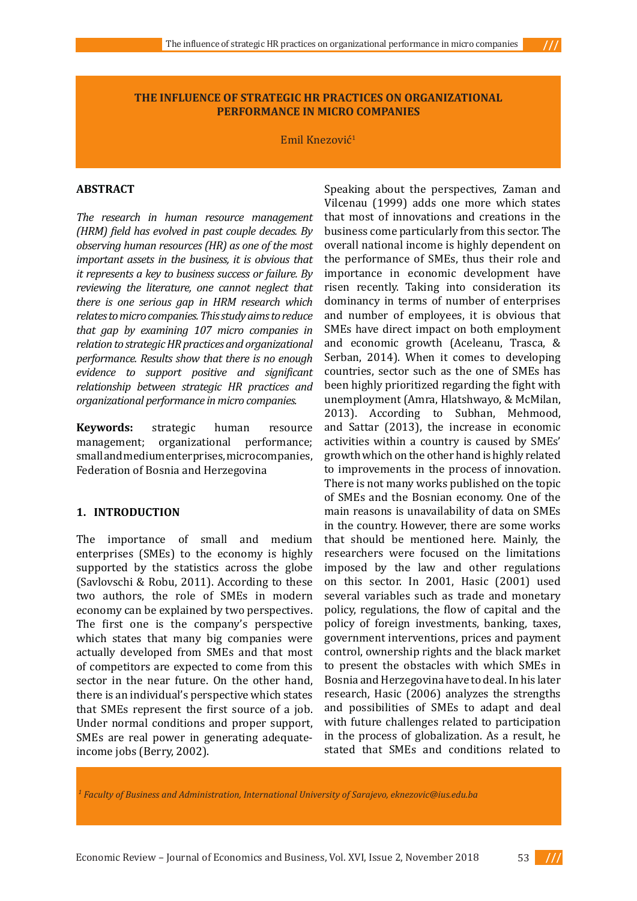# THE INFLUENCE OF STRATEGIC HR PRACTICES ON ORGANIZATIONAL PERFORMANCE IN MICRO COMPANIES

Emil Knezović[1]

## ABSTRACT

*The research in human resource management (HRM) field has evolved in past couple decades. By observing human resources (HR) as one of the most important assets in the business, it is obvious that it represents a key to business success or failure. By reviewing the literature, one cannot neglect that there is one serious gap in HRM research which relates to micro companies. This study aims to reduce that gap by examining 107 micro companies in relation to strategic HR practices and organizational performance. Results show that there is no enough evidence to support positive and significant relationship between strategic HR practices and organizational performance in micro companies.*

**Keywords:** strategic human resource management; organizational performance; small and medium enterprises, micro companies, Federation of Bosnia and Herzegovina

## 1. INTRODUCTION

The importance of small and medium enterprises (SMEs) to the economy is highly supported by the statistics across the globe (Savlovschi & Robu, 2011). According to these two authors, the role of SMEs in modern economy can be explained by two perspectives. The first one is the company's perspective which states that many big companies were actually developed from SMEs and that most of competitors are expected to come from this sector in the near future. On the other hand, there is an individual's perspective which states that SMEs represent the first source of a job. Under normal conditions and proper support, SMEs are real power in generating adequate-income jobs (Berry, 2002).

Speaking about the perspectives, Zaman and Vilcenau (1999) adds one more which states that most of innovations and creations in the business come particularly from this sector. The overall national income is highly dependent on the performance of SMEs, thus their role and importance in economic development have risen recently. Taking into consideration its dominancy in terms of number of enterprises and number of employees, it is obvious that SMEs have direct impact on both employment and economic growth (Aceleanu, Trasca, & Serban, 2014). When it comes to developing countries, sector such as the one of SMEs has been highly prioritized regarding the fight with unemployment (Amra, Hlatshwayo, & McMilan, 2013). According to Subhan, Mehmood, and Sattar (2013), the increase in economic activities within a country is caused by SMEs' growth which on the other hand is highly related to improvements in the process of innovation. There is not many works published on the topic of SMEs and the Bosnian economy. One of the main reasons is unavailability of data on SMEs in the country. However, there are some works that should be mentioned here. Mainly, the researchers were focused on the limitations imposed by the law and other regulations on this sector. In 2001, Hasic (2001) used several variables such as trade and monetary policy, regulations, the flow of capital and the policy of foreign investments, banking, taxes, government interventions, prices and payment control, ownership rights and the black market to present the obstacles with which SMEs in Bosnia and Herzegovina have to deal. In his later research, Hasic (2006) analyzes the strengths and possibilities of SMEs to adapt and deal with future challenges related to participation in the process of globalization. As a result, he stated that SMEs and conditions related to

[1] *Faculty of Business and Administration, International University of Sarajevo, eknezovic@ius.edu.ba*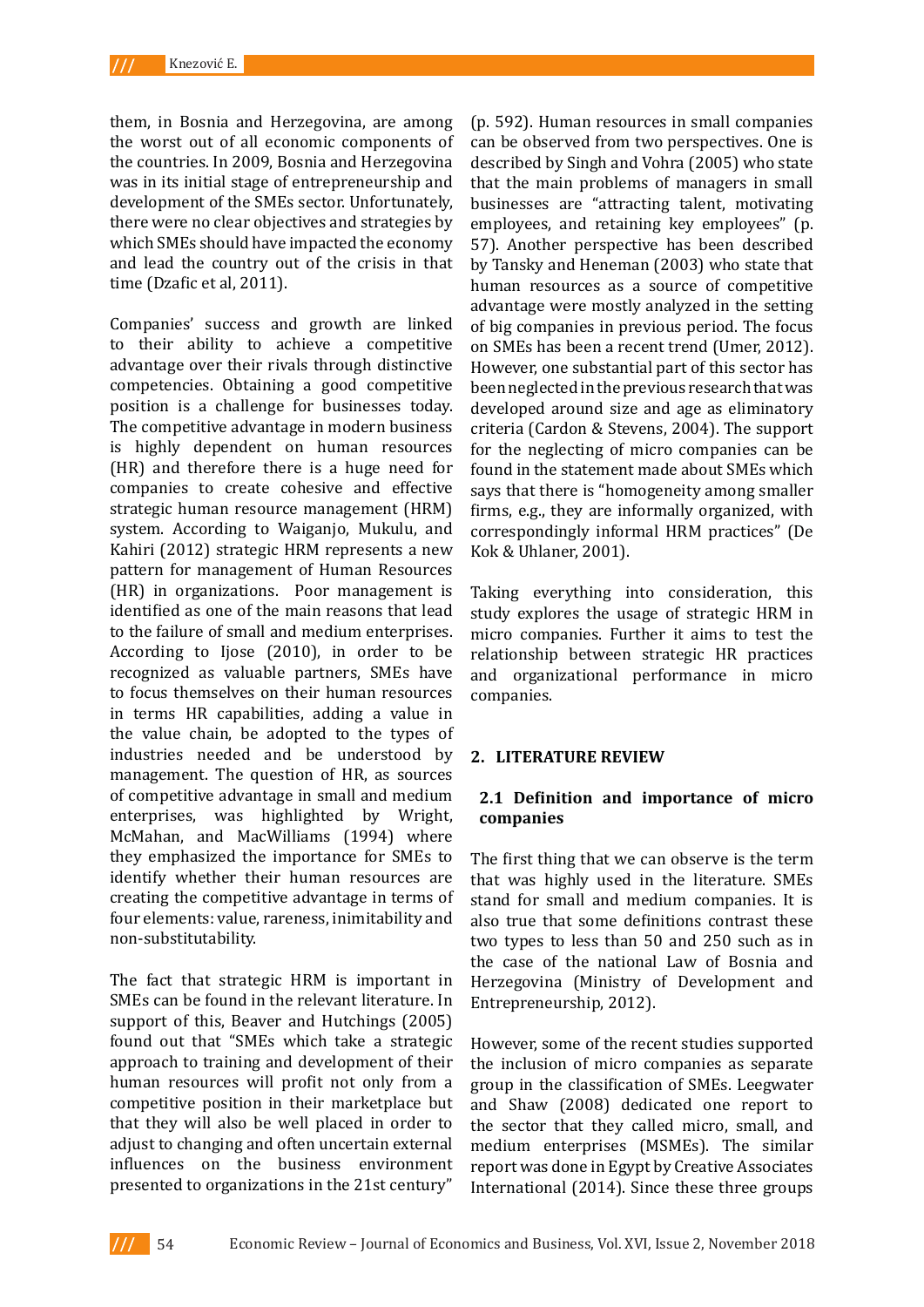them, in Bosnia and Herzegovina, are among the worst out of all economic components of the countries. In 2009, Bosnia and Herzegovina was in its initial stage of entrepreneurship and development of the SMEs sector. Unfortunately, there were no clear objectives and strategies by which SMEs should have impacted the economy and lead the country out of the crisis in that time (Dzafic et al, 2011).

Companies' success and growth are linked to their ability to achieve a competitive advantage over their rivals through distinctive competencies. Obtaining a good competitive position is a challenge for businesses today. The competitive advantage in modern business is highly dependent on human resources (HR) and therefore there is a huge need for companies to create cohesive and effective strategic human resource management (HRM) system. According to Waiganjo, Mukulu, and Kahiri (2012) strategic HRM represents a new pattern for management of Human Resources (HR) in organizations. Poor management is identified as one of the main reasons that lead to the failure of small and medium enterprises. According to Ijose (2010), in order to be recognized as valuable partners, SMEs have to focus themselves on their human resources in terms HR capabilities, adding a value in the value chain, be adopted to the types of industries needed and be understood by management. The question of HR, as sources of competitive advantage in small and medium enterprises, was highlighted by Wright, McMahan, and MacWilliams (1994) where they emphasized the importance for SMEs to identify whether their human resources are creating the competitive advantage in terms of four elements: value, rareness, inimitability and non-substitutability.

The fact that strategic HRM is important in SMEs can be found in the relevant literature. In support of this, Beaver and Hutchings (2005) found out that "SMEs which take a strategic approach to training and development of their human resources will profit not only from a competitive position in their marketplace but that they will also be well placed in order to adjust to changing and often uncertain external influences on the business environment presented to organizations in the 21st century" (p. 592). Human resources in small companies can be observed from two perspectives. One is described by Singh and Vohra (2005) who state that the main problems of managers in small businesses are "attracting talent, motivating employees, and retaining key employees" (p. 57). Another perspective has been described by Tansky and Heneman (2003) who state that human resources as a source of competitive advantage were mostly analyzed in the setting of big companies in previous period. The focus on SMEs has been a recent trend (Umer, 2012). However, one substantial part of this sector has been neglected in the previous research that was developed around size and age as eliminatory criteria (Cardon & Stevens, 2004). The support for the neglecting of micro companies can be found in the statement made about SMEs which says that there is "homogeneity among smaller firms, e.g., they are informally organized, with correspondingly informal HRM practices" (De Kok & Uhlaner, 2001).

Taking everything into consideration, this study explores the usage of strategic HRM in micro companies. Further it aims to test the relationship between strategic HR practices and organizational performance in micro companies.

## 2. LITERATURE REVIEW

### 2.1 Definition and importance of micro companies

The first thing that we can observe is the term that was highly used in the literature. SMEs stand for small and medium companies. It is also true that some definitions contrast these two types to less than 50 and 250 such as in the case of the national Law of Bosnia and Herzegovina (Ministry of Development and Entrepreneurship, 2012).

However, some of the recent studies supported the inclusion of micro companies as separate group in the classification of SMEs. Leegwater and Shaw (2008) dedicated one report to the sector that they called micro, small, and medium enterprises (MSMEs). The similar report was done in Egypt by Creative Associates International (2014). Since these three groups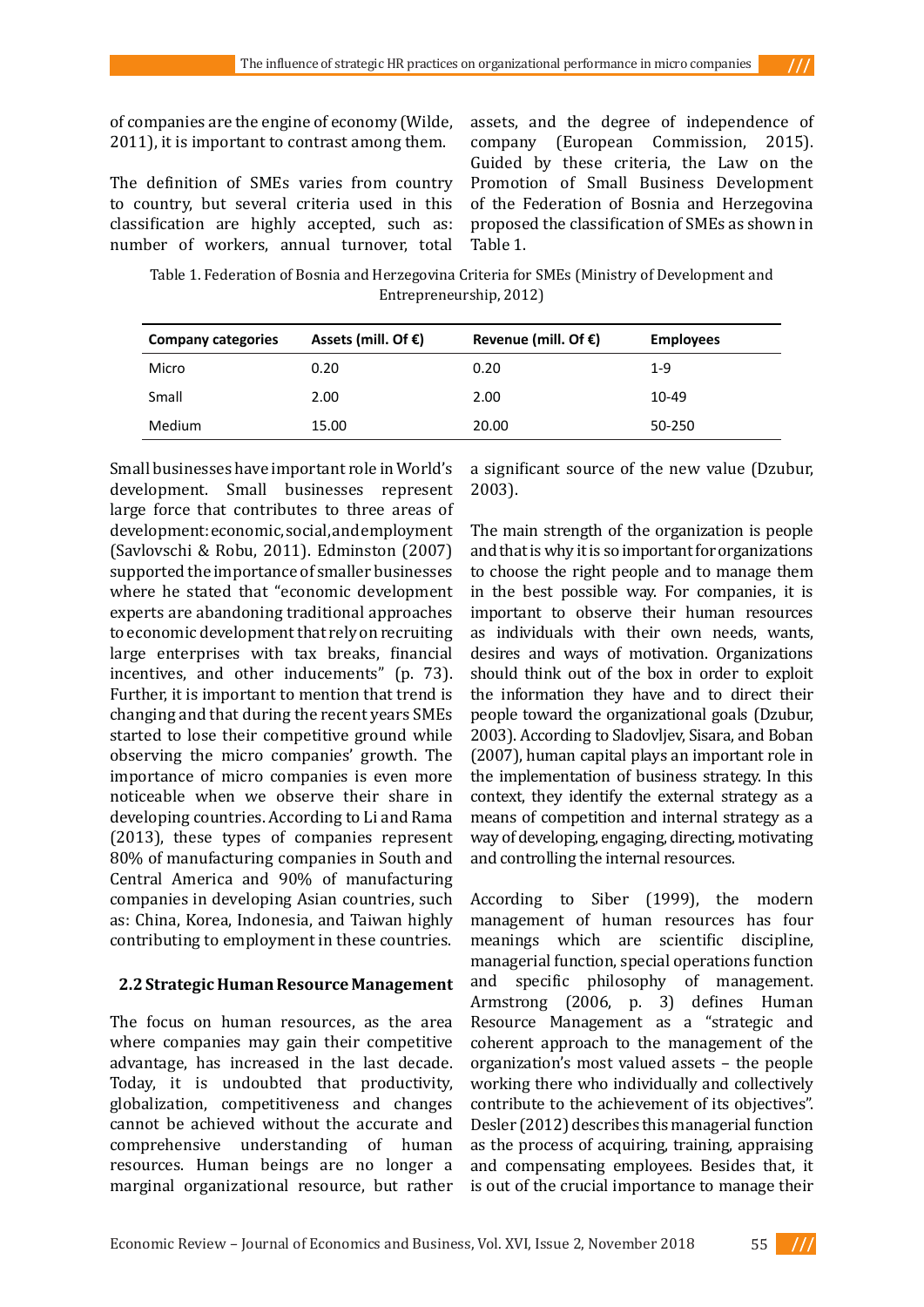of companies are the engine of economy (Wilde, 2011), it is important to contrast among them.

The definition of SMEs varies from country to country, but several criteria used in this classification are highly accepted, such as: number of workers, annual turnover, total assets, and the degree of independence of company (European Commission, 2015). Guided by these criteria, the Law on the Promotion of Small Business Development of the Federation of Bosnia and Herzegovina proposed the classification of SMEs as shown in Table 1.

Table 1. Federation of Bosnia and Herzegovina Criteria for SMEs (Ministry of Development and Entrepreneurship, 2012)

| Company categories | Assets (mill. Of €) | Revenue (mill. Of €) | Employees |
|---|---|---|---|
| Micro | 0.20 | 0.20 | 1-9 |
| Small | 2.00 | 2.00 | 10-49 |
| Medium | 15.00 | 20.00 | 50-250 |

Small businesses have important role in World's development. Small businesses represent large force that contributes to three areas of development: economic, social, and employment (Savlovschi & Robu, 2011). Edminston (2007) supported the importance of smaller businesses where he stated that "economic development experts are abandoning traditional approaches to economic development that rely on recruiting large enterprises with tax breaks, financial incentives, and other inducements" (p. 73). Further, it is important to mention that trend is changing and that during the recent years SMEs started to lose their competitive ground while observing the micro companies' growth. The importance of micro companies is even more noticeable when we observe their share in developing countries. According to Li and Rama (2013), these types of companies represent 80% of manufacturing companies in South and Central America and 90% of manufacturing companies in developing Asian countries, such as: China, Korea, Indonesia, and Taiwan highly contributing to employment in these countries.

## 2.2 Strategic Human Resource Management

The focus on human resources, as the area where companies may gain their competitive advantage, has increased in the last decade. Today, it is undoubted that productivity, globalization, competitiveness and changes cannot be achieved without the accurate and comprehensive understanding of human resources. Human beings are no longer a marginal organizational resource, but rather a significant source of the new value (Dzubur, 2003).

The main strength of the organization is people and that is why it is so important for organizations to choose the right people and to manage them in the best possible way. For companies, it is important to observe their human resources as individuals with their own needs, wants, desires and ways of motivation. Organizations should think out of the box in order to exploit the information they have and to direct their people toward the organizational goals (Dzubur, 2003). According to Sladovljev, Sisara, and Boban (2007), human capital plays an important role in the implementation of business strategy. In this context, they identify the external strategy as a means of competition and internal strategy as a way of developing, engaging, directing, motivating and controlling the internal resources.

According to Siber (1999), the modern management of human resources has four meanings which are scientific discipline, managerial function, special operations function and specific philosophy of management. Armstrong (2006, p. 3) defines Human Resource Management as a "strategic and coherent approach to the management of the organization's most valued assets – the people working there who individually and collectively contribute to the achievement of its objectives". Desler (2012) describes this managerial function as the process of acquiring, training, appraising and compensating employees. Besides that, it is out of the crucial importance to manage their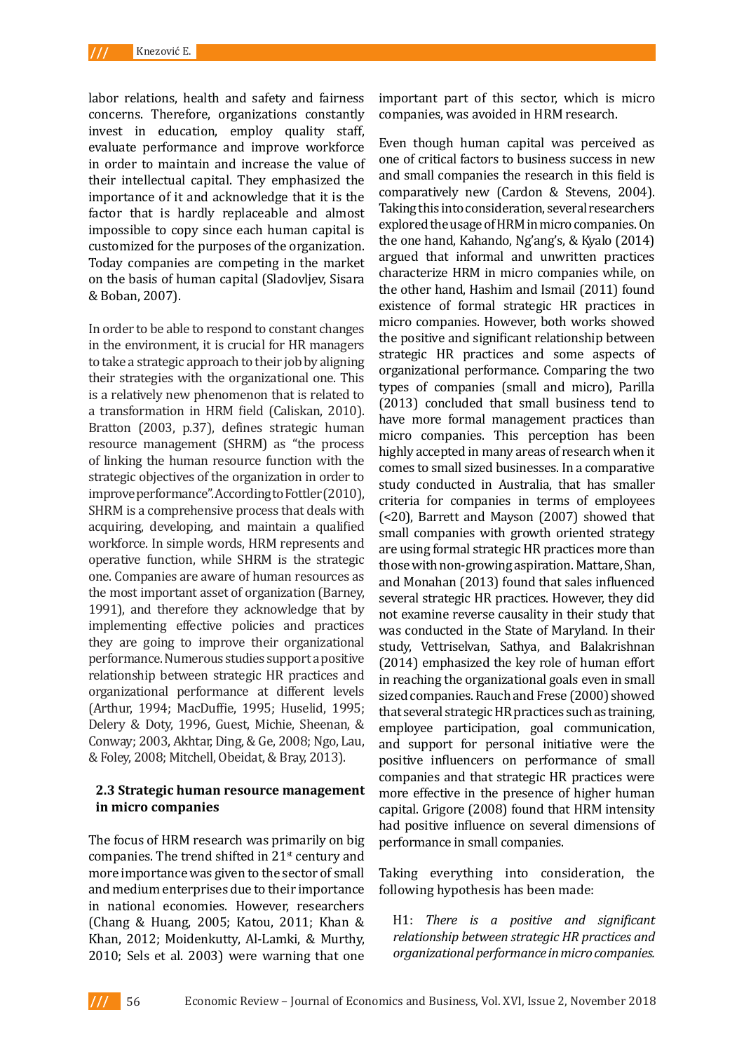labor relations, health and safety and fairness concerns. Therefore, organizations constantly invest in education, employ quality staff, evaluate performance and improve workforce in order to maintain and increase the value of their intellectual capital. They emphasized the importance of it and acknowledge that it is the factor that is hardly replaceable and almost impossible to copy since each human capital is customized for the purposes of the organization. Today companies are competing in the market on the basis of human capital (Sladovljev, Sisara & Boban, 2007).

In order to be able to respond to constant changes in the environment, it is crucial for HR managers to take a strategic approach to their job by aligning their strategies with the organizational one. This is a relatively new phenomenon that is related to a transformation in HRM field (Caliskan, 2010). Bratton (2003, p.37), defines strategic human resource management (SHRM) as "the process of linking the human resource function with the strategic objectives of the organization in order to improve performance". According to Fottler (2010), SHRM is a comprehensive process that deals with acquiring, developing, and maintain a qualified workforce. In simple words, HRM represents and operative function, while SHRM is the strategic one. Companies are aware of human resources as the most important asset of organization (Barney, 1991), and therefore they acknowledge that by implementing effective policies and practices they are going to improve their organizational performance. Numerous studies support a positive relationship between strategic HR practices and organizational performance at different levels (Arthur, 1994; MacDuffie, 1995; Huselid, 1995; Delery & Doty, 1996, Guest, Michie, Sheenan, & Conway; 2003, Akhtar, Ding, & Ge, 2008; Ngo, Lau, & Foley, 2008; Mitchell, Obeidat, & Bray, 2013).

### 2.3 Strategic human resource management in micro companies

The focus of HRM research was primarily on big companies. The trend shifted in 21st century and more importance was given to the sector of small and medium enterprises due to their importance in national economies. However, researchers (Chang & Huang, 2005; Katou, 2011; Khan & Khan, 2012; Moidenkutty, Al-Lamki, & Murthy, 2010; Sels et al. 2003) were warning that one important part of this sector, which is micro companies, was avoided in HRM research.

Even though human capital was perceived as one of critical factors to business success in new and small companies the research in this field is comparatively new (Cardon & Stevens, 2004). Taking this into consideration, several researchers explored the usage of HRM in micro companies. On the one hand, Kahando, Ng'ang's, & Kyalo (2014) argued that informal and unwritten practices characterize HRM in micro companies while, on the other hand, Hashim and Ismail (2011) found existence of formal strategic HR practices in micro companies. However, both works showed the positive and significant relationship between strategic HR practices and some aspects of organizational performance. Comparing the two types of companies (small and micro), Parilla (2013) concluded that small business tend to have more formal management practices than micro companies. This perception has been highly accepted in many areas of research when it comes to small sized businesses. In a comparative study conducted in Australia, that has smaller criteria for companies in terms of employees (<20), Barrett and Mayson (2007) showed that small companies with growth oriented strategy are using formal strategic HR practices more than those with non-growing aspiration. Mattare, Shan, and Monahan (2013) found that sales influenced several strategic HR practices. However, they did not examine reverse causality in their study that was conducted in the State of Maryland. In their study, Vettriselvan, Sathya, and Balakrishnan (2014) emphasized the key role of human effort in reaching the organizational goals even in small sized companies. Rauch and Frese (2000) showed that several strategic HR practices such as training, employee participation, goal communication, and support for personal initiative were the positive influencers on performance of small companies and that strategic HR practices were more effective in the presence of higher human capital. Grigore (2008) found that HRM intensity had positive influence on several dimensions of performance in small companies.

Taking everything into consideration, the following hypothesis has been made:

H1: *There is a positive and significant relationship between strategic HR practices and organizational performance in micro companies.*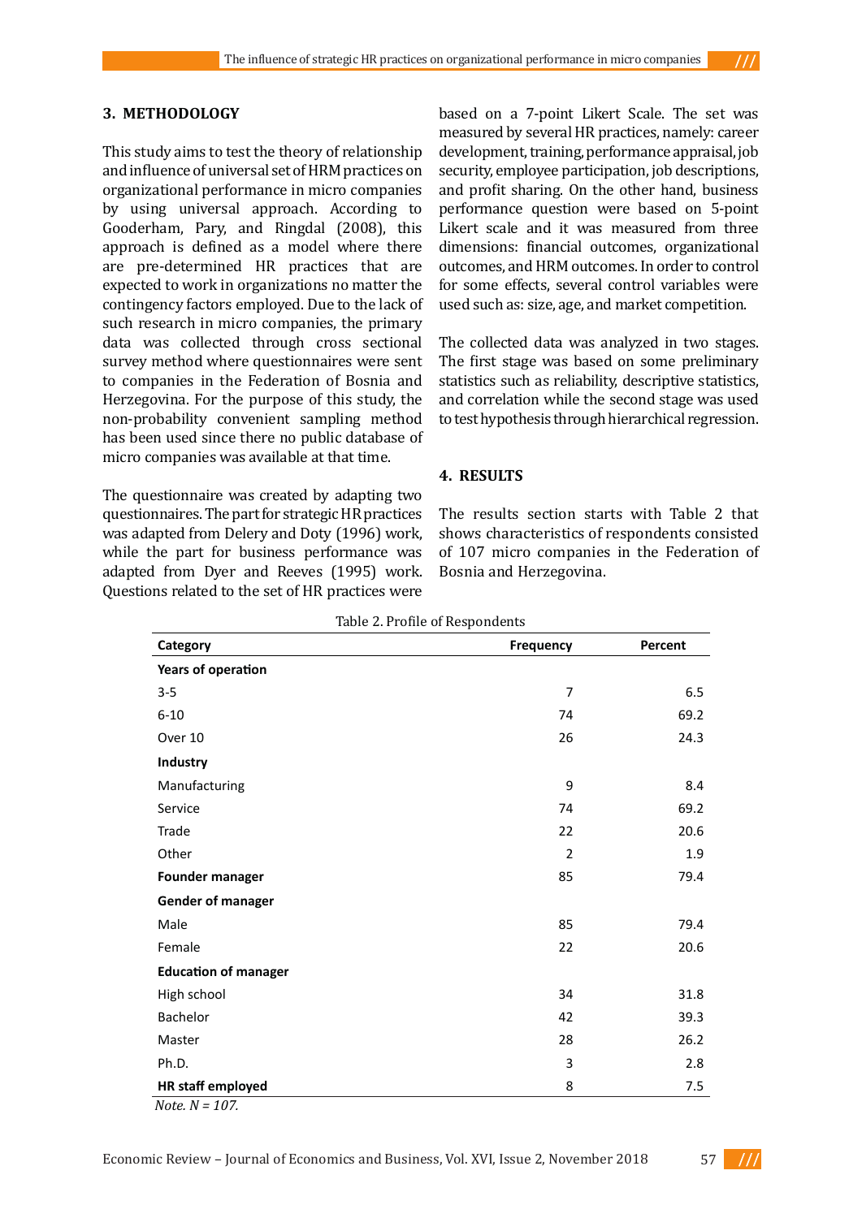## 3. METHODOLOGY

This study aims to test the theory of relationship and influence of universal set of HRM practices on organizational performance in micro companies by using universal approach. According to Gooderham, Pary, and Ringdal (2008), this approach is defined as a model where there are pre-determined HR practices that are expected to work in organizations no matter the contingency factors employed. Due to the lack of such research in micro companies, the primary data was collected through cross sectional survey method where questionnaires were sent to companies in the Federation of Bosnia and Herzegovina. For the purpose of this study, the non-probability convenient sampling method has been used since there no public database of micro companies was available at that time.

The questionnaire was created by adapting two questionnaires. The part for strategic HR practices was adapted from Delery and Doty (1996) work, while the part for business performance was adapted from Dyer and Reeves (1995) work. Questions related to the set of HR practices were based on a 7-point Likert Scale. The set was measured by several HR practices, namely: career development, training, performance appraisal, job security, employee participation, job descriptions, and profit sharing. On the other hand, business performance question were based on 5-point Likert scale and it was measured from three dimensions: financial outcomes, organizational outcomes, and HRM outcomes. In order to control for some effects, several control variables were used such as: size, age, and market competition.

The collected data was analyzed in two stages. The first stage was based on some preliminary statistics such as reliability, descriptive statistics, and correlation while the second stage was used to test hypothesis through hierarchical regression.

## 4. RESULTS

The results section starts with Table 2 that shows characteristics of respondents consisted of 107 micro companies in the Federation of Bosnia and Herzegovina.

Table 2. Profile of Respondents

| Category | Frequency | Percent |
|---|---|---|
| **Years of operation** | | |
| 3-5 | 7 | 6.5 |
| 6-10 | 74 | 69.2 |
| Over 10 | 26 | 24.3 |
| **Industry** | | |
| Manufacturing | 9 | 8.4 |
| Service | 74 | 69.2 |
| Trade | 22 | 20.6 |
| Other | 2 | 1.9 |
| **Founder manager** | 85 | 79.4 |
| **Gender of manager** | | |
| Male | 85 | 79.4 |
| Female | 22 | 20.6 |
| **Education of manager** | | |
| High school | 34 | 31.8 |
| Bachelor | 42 | 39.3 |
| Master | 28 | 26.2 |
| Ph.D. | 3 | 2.8 |
| **HR staff employed** | 8 | 7.5 |

*Note. N = 107.*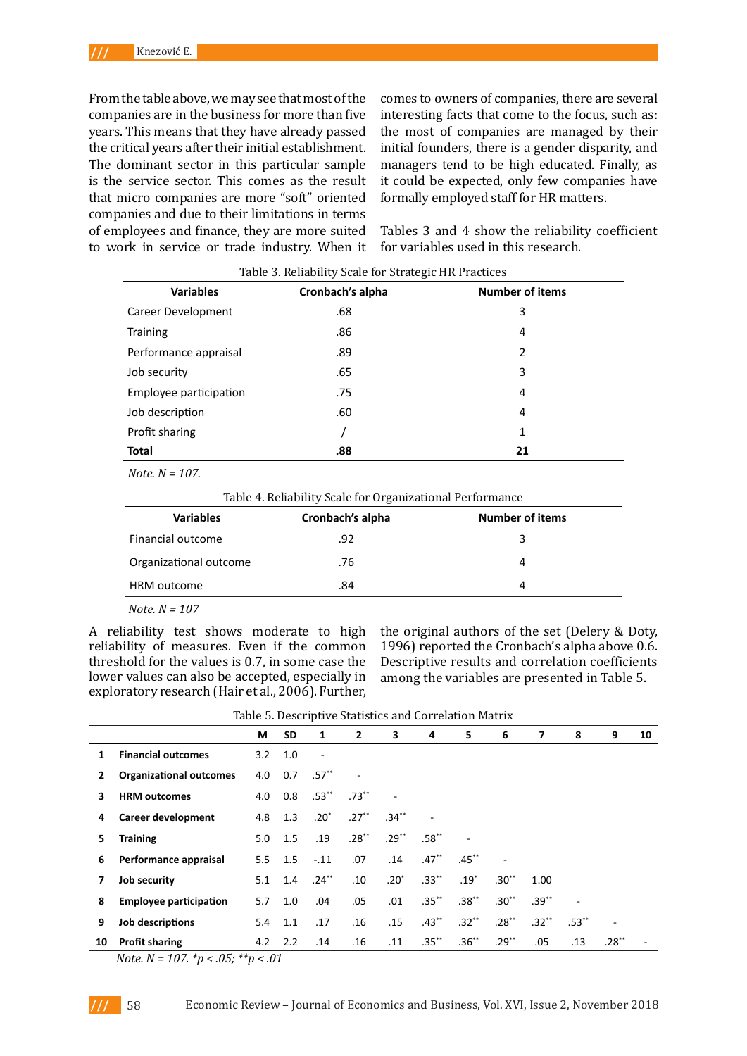From the table above, we may see that most of the companies are in the business for more than five years. This means that they have already passed the critical years after their initial establishment. The dominant sector in this particular sample is the service sector. This comes as the result that micro companies are more "soft" oriented companies and due to their limitations in terms of employees and finance, they are more suited to work in service or trade industry. When it comes to owners of companies, there are several interesting facts that come to the focus, such as: the most of companies are managed by their initial founders, there is a gender disparity, and managers tend to be high educated. Finally, as it could be expected, only few companies have formally employed staff for HR matters.

Tables 3 and 4 show the reliability coefficient for variables used in this research.

Table 3. Reliability Scale for Strategic HR Practices

| Variables | Cronbach's alpha | Number of items |
|---|---|---|
| Career Development | .68 | 3 |
| Training | .86 | 4 |
| Performance appraisal | .89 | 2 |
| Job security | .65 | 3 |
| Employee participation | .75 | 4 |
| Job description | .60 | 4 |
| Profit sharing | / | 1 |
| **Total** | **.88** | **21** |

*Note. N = 107.*

Table 4. Reliability Scale for Organizational Performance

| Variables | Cronbach's alpha | Number of items |
|---|---|---|
| Financial outcome | .92 | 3 |
| Organizational outcome | .76 | 4 |
| HRM outcome | .84 | 4 |

*Note. N = 107*

A reliability test shows moderate to high reliability of measures. Even if the common threshold for the values is 0.7, in some case the lower values can also be accepted, especially in exploratory research (Hair et al., 2006). Further, the original authors of the set (Delery & Doty, 1996) reported the Cronbach's alpha above 0.6. Descriptive results and correlation coefficients among the variables are presented in Table 5.

Table 5. Descriptive Statistics and Correlation Matrix

| | | M | SD | 1 | 2 | 3 | 4 | 5 | 6 | 7 | 8 | 9 | 10 |
|---|---|---|---|---|---|---|---|---|---|---|---|---|---|
| **1** | **Financial outcomes** | 3.2 | 1.0 | - | | | | | | | | | |
| **2** | **Organizational outcomes** | 4.0 | 0.7 | .57** | - | | | | | | | | |
| **3** | **HRM outcomes** | 4.0 | 0.8 | .53** | .73** | - | | | | | | | |
| **4** | **Career development** | 4.8 | 1.3 | .20* | .27** | .34** | - | | | | | | |
| **5** | **Training** | 5.0 | 1.5 | .19 | .28** | .29** | .58** | - | | | | | |
| **6** | **Performance appraisal** | 5.5 | 1.5 | -.11 | .07 | .14 | .47** | .45** | - | | | | |
| **7** | **Job security** | 5.1 | 1.4 | .24** | .10 | .20* | .33** | .19* | .30** | 1.00 | | | |
| **8** | **Employee participation** | 5.7 | 1.0 | .04 | .05 | .01 | .35** | .38** | .30** | .39** | - | | |
| **9** | **Job descriptions** | 5.4 | 1.1 | .17 | .16 | .15 | .43** | .32** | .28** | .32** | .53** | - | |
| **10** | **Profit sharing** | 4.2 | 2.2 | .14 | .16 | .11 | .35** | .36** | .29** | .05 | .13 | .28** | - |

*Note. N = 107. *p < .05; **p < .01*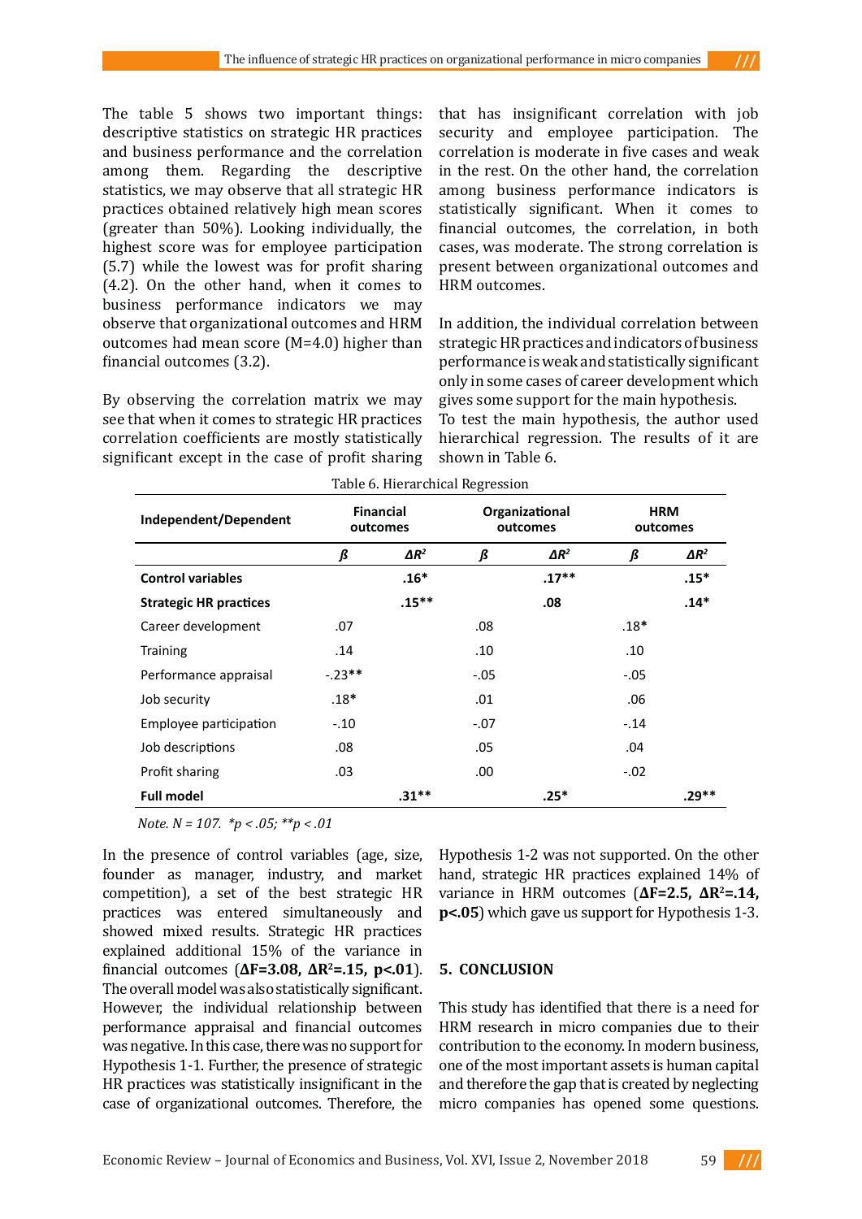The table 5 shows two important things: descriptive statistics on strategic HR practices and business performance and the correlation among them. Regarding the descriptive statistics, we may observe that all strategic HR practices obtained relatively high mean scores (greater than 50%). Looking individually, the highest score was for employee participation (5.7) while the lowest was for profit sharing (4.2). On the other hand, when it comes to business performance indicators we may observe that organizational outcomes and HRM outcomes had mean score (M=4.0) higher than financial outcomes (3.2).

By observing the correlation matrix we may see that when it comes to strategic HR practices correlation coefficients are mostly statistically significant except in the case of profit sharing that has insignificant correlation with job security and employee participation. The correlation is moderate in five cases and weak in the rest. On the other hand, the correlation among business performance indicators is statistically significant. When it comes to financial outcomes, the correlation, in both cases, was moderate. The strong correlation is present between organizational outcomes and HRM outcomes.

In addition, the individual correlation between strategic HR practices and indicators of business performance is weak and statistically significant only in some cases of career development which gives some support for the main hypothesis. To test the main hypothesis, the author used hierarchical regression. The results of it are shown in Table 6.

Table 6. Hierarchical Regression

| Independent/Dependent | Financial outcomes | | Organizational outcomes | | HRM outcomes | |
|---|---|---|---|---|---|---|
| | *ß* | *ΔR²* | *ß* | *ΔR²* | *ß* | *ΔR²* |
| **Control variables** | | **.16*** | | **.17**** | | **.15*** |
| **Strategic HR practices** | | **.15**** | | **.08** | | **.14*** |
| Career development | .07 | | .08 | | .18* | |
| Training | .14 | | .10 | | .10 | |
| Performance appraisal | -.23** | | -.05 | | -.05 | |
| Job security | .18* | | .01 | | .06 | |
| Employee participation | -.10 | | -.07 | | -.14 | |
| Job descriptions | .08 | | .05 | | .04 | |
| Profit sharing | .03 | | .00 | | -.02 | |
| **Full model** | | **.31**** | | **.25*** | | **.29**** |

*Note. N = 107. *p < .05; **p < .01*

In the presence of control variables (age, size, founder as manager, industry, and market competition), a set of the best strategic HR practices was entered simultaneously and showed mixed results. Strategic HR practices explained additional 15% of the variance in financial outcomes (**ΔF=3.08, $\Delta R^2$=.15, p<.01**). The overall model was also statistically significant. However, the individual relationship between performance appraisal and financial outcomes was negative. In this case, there was no support for Hypothesis 1-1. Further, the presence of strategic HR practices was statistically insignificant in the case of organizational outcomes. Therefore, the Hypothesis 1-2 was not supported. On the other hand, strategic HR practices explained 14% of variance in HRM outcomes (**ΔF=2.5, $\Delta R^2$=.14, p<.05**) which gave us support for Hypothesis 1-3.

## 5. CONCLUSION

This study has identified that there is a need for HRM research in micro companies due to their contribution to the economy. In modern business, one of the most important assets is human capital and therefore the gap that is created by neglecting micro companies has opened some questions.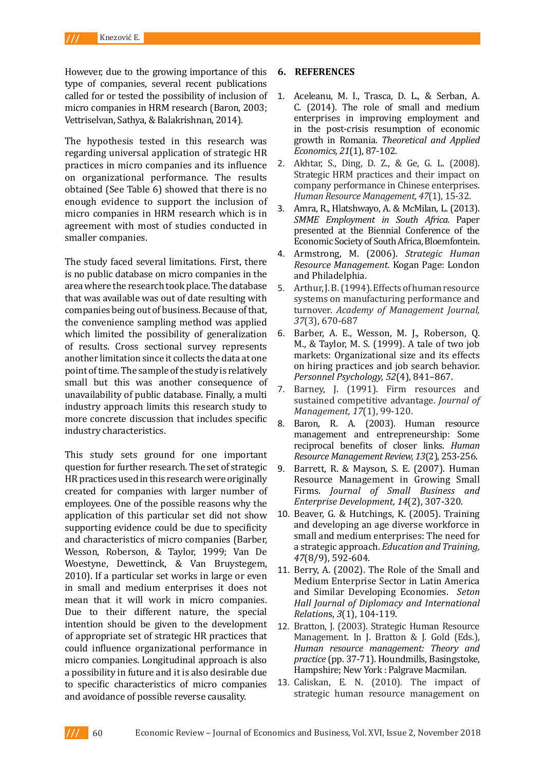However, due to the growing importance of this type of companies, several recent publications called for or tested the possibility of inclusion of micro companies in HRM research (Baron, 2003; Vettriselvan, Sathya, & Balakrishnan, 2014).

The hypothesis tested in this research was regarding universal application of strategic HR practices in micro companies and its influence on organizational performance. The results obtained (See Table 6) showed that there is no enough evidence to support the inclusion of micro companies in HRM research which is in agreement with most of studies conducted in smaller companies.

The study faced several limitations. First, there is no public database on micro companies in the area where the research took place. The database that was available was out of date resulting with companies being out of business. Because of that, the convenience sampling method was applied which limited the possibility of generalization of results. Cross sectional survey represents another limitation since it collects the data at one point of time. The sample of the study is relatively small but this was another consequence of unavailability of public database. Finally, a multi industry approach limits this research study to more concrete discussion that includes specific industry characteristics.

This study sets ground for one important question for further research. The set of strategic HR practices used in this research were originally created for companies with larger number of employees. One of the possible reasons why the application of this particular set did not show supporting evidence could be due to specificity and characteristics of micro companies (Barber, Wesson, Roberson, & Taylor, 1999; Van De Woestyne, Dewettinck, & Van Bruystegem, 2010). If a particular set works in large or even in small and medium enterprises it does not mean that it will work in micro companies. Due to their different nature, the special intention should be given to the development of appropriate set of strategic HR practices that could influence organizational performance in micro companies. Longitudinal approach is also a possibility in future and it is also desirable due to specific characteristics of micro companies and avoidance of possible reverse causality.

## 6. REFERENCES

1. Aceleanu, M. I., Trasca, D. L., & Serban, A. C. (2014). The role of small and medium enterprises in improving employment and in the post-crisis resumption of economic growth in Romania. *Theoretical and Applied Economics, 21*(1), 87-102.
2. Akhtar, S., Ding, D. Z., & Ge, G. L. (2008). Strategic HRM practices and their impact on company performance in Chinese enterprises. *Human Resource Management, 47*(1), 15-32.
3. Amra, R., Hlatshwayo, A. & McMilan, L. (2013). *SMME Employment in South Africa*. Paper presented at the Biennial Conference of the Economic Society of South Africa, Bloemfontein.
4. Armstrong, M. (2006). *Strategic Human Resource Management.* Kogan Page: London and Philadelphia.
5. Arthur, J. B. (1994). Effects of human resource systems on manufacturing performance and turnover. *Academy of Management Journal, 37*(3), 670-687
6. Barber, A. E., Wesson, M. J., Roberson, Q. M., & Taylor, M. S. (1999). A tale of two job markets: Organizational size and its effects on hiring practices and job search behavior. *Personnel Psychology, 52*(4), 841–867.
7. Barney, J. (1991). Firm resources and sustained competitive advantage. *Journal of Management, 17*(1), 99-120.
8. Baron, R. A. (2003). Human resource management and entrepreneurship: Some reciprocal benefits of closer links. *Human Resource Management Review, 13*(2), 253-256.
9. Barrett, R. & Mayson, S. E. (2007). Human Resource Management in Growing Small Firms. *Journal of Small Business and Enterprise Development, 14*(2), 307-320.
10. Beaver, G. & Hutchings, K. (2005). Training and developing an age diverse workforce in small and medium enterprises: The need for a strategic approach. *Education and Training, 47*(8/9), 592-604.
11. Berry, A. (2002). The Role of the Small and Medium Enterprise Sector in Latin America and Similar Developing Economies. *Seton Hall Journal of Diplomacy and International Relations*, *3*(1), 104-119.
12. Bratton, J. (2003). Strategic Human Resource Management. In J. Bratton & J. Gold (Eds.), *Human resource management: Theory and practice* (pp. 37-71). Houndmills, Basingstoke, Hampshire; New York : Palgrave Macmilan.
13. Caliskan, E. N. (2010). The impact of strategic human resource management on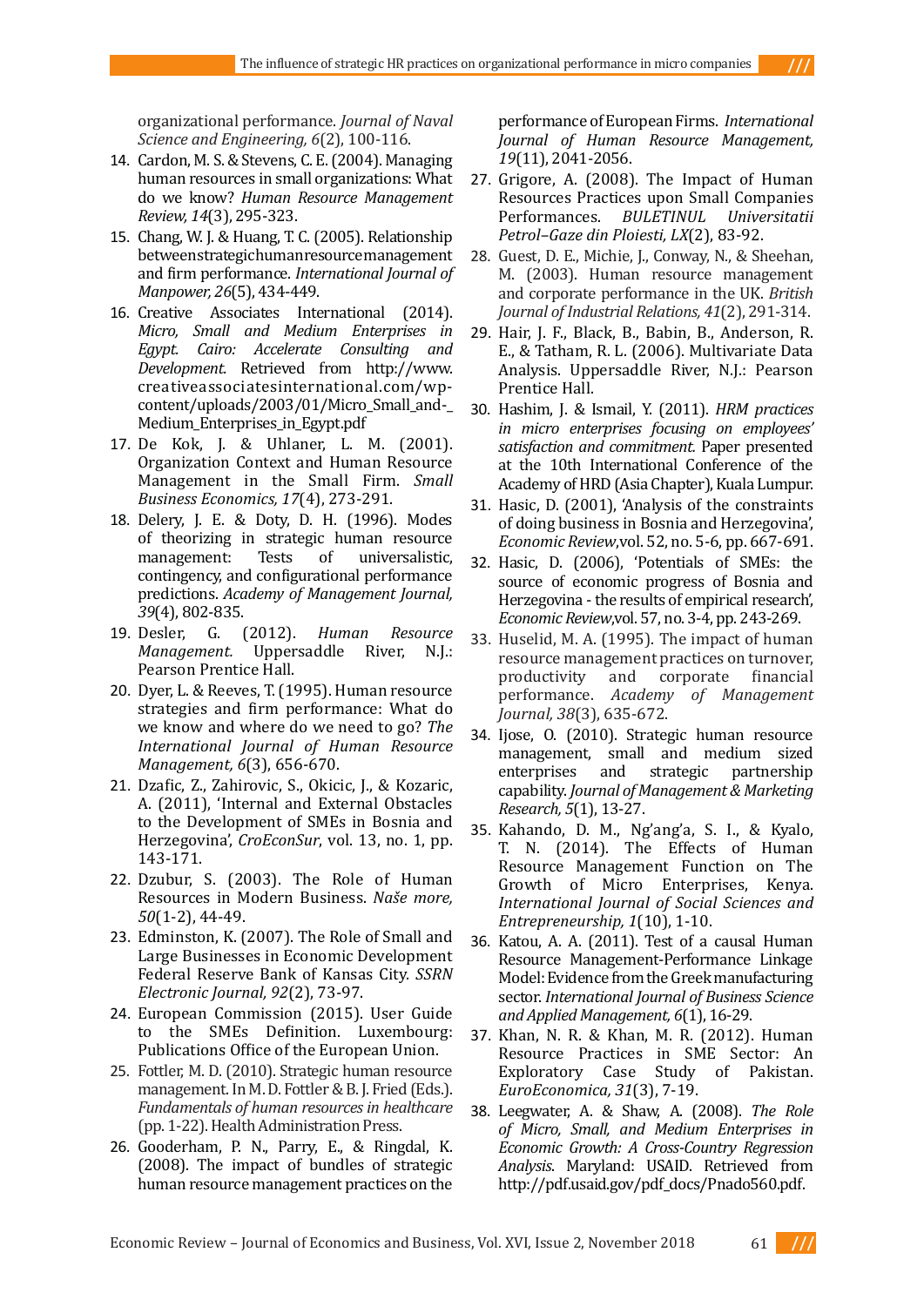organizational performance. *Journal of Naval Science and Engineering, 6*(2), 100-116.

14. Cardon, M. S. & Stevens, C. E. (2004). Managing human resources in small organizations: What do we know? *Human Resource Management Review, 14*(3), 295-323.
15. Chang, W. J. & Huang, T. C. (2005). Relationship between strategic human resource management and firm performance. *International Journal of Manpower, 26*(5), 434-449.
16. Creative Associates International (2014). *Micro, Small and Medium Enterprises in Egypt. Cairo: Accelerate Consulting and Development.* Retrieved from http://www.creativeassociatesinternational.com/wp-content/uploads/2003/01/Micro_Small_and-_Medium_Enterprises_in_Egypt.pdf
17. De Kok, J. & Uhlaner, L. M. (2001). Organization Context and Human Resource Management in the Small Firm. *Small Business Economics, 17*(4), 273-291.
18. Delery, J. E. & Doty, D. H. (1996). Modes of theorizing in strategic human resource management: Tests of universalistic, contingency, and configurational performance predictions. *Academy of Management Journal, 39*(4), 802-835.
19. Desler, G. (2012). *Human Resource Management.* Uppersaddle River, N.J.: Pearson Prentice Hall.
20. Dyer, L. & Reeves, T. (1995). Human resource strategies and firm performance: What do we know and where do we need to go? *The International Journal of Human Resource Management, 6*(3), 656-670.
21. Dzafic, Z., Zahirovic, S., Okicic, J., & Kozaric, A. (2011), 'Internal and External Obstacles to the Development of SMEs in Bosnia and Herzegovina', *CroEconSur*, vol. 13, no. 1, pp. 143-171.
22. Dzubur, S. (2003). The Role of Human Resources in Modern Business. *Naše more, 50*(1-2), 44-49.
23. Edminston, K. (2007). The Role of Small and Large Businesses in Economic Development Federal Reserve Bank of Kansas City. *SSRN Electronic Journal, 92*(2), 73-97.
24. European Commission (2015). User Guide to the SMEs Definition. Luxembourg: Publications Office of the European Union.
25. Fottler, M. D. (2010). Strategic human resource management. In M. D. Fottler & B. J. Fried (Eds.). *Fundamentals of human resources in healthcare* (pp. 1-22). Health Administration Press.
26. Gooderham, P. N., Parry, E., & Ringdal, K. (2008). The impact of bundles of strategic human resource management practices on the performance of European Firms. *International Journal of Human Resource Management, 19*(11), 2041-2056.
27. Grigore, A. (2008). The Impact of Human Resources Practices upon Small Companies Performances. *BULETINUL Universitatii Petrol–Gaze din Ploiesti, LX*(2), 83-92.
28. Guest, D. E., Michie, J., Conway, N., & Sheehan, M. (2003). Human resource management and corporate performance in the UK. *British Journal of Industrial Relations, 41*(2), 291-314.
29. Hair, J. F., Black, B., Babin, B., Anderson, R. E., & Tatham, R. L. (2006). Multivariate Data Analysis. Uppersaddle River, N.J.: Pearson Prentice Hall.
30. Hashim, J. & Ismail, Y. (2011). *HRM practices in micro enterprises focusing on employees' satisfaction and commitment.* Paper presented at the 10th International Conference of the Academy of HRD (Asia Chapter), Kuala Lumpur.
31. Hasic, D. (2001), 'Analysis of the constraints of doing business in Bosnia and Herzegovina', *Economic Review*, vol. 52, no. 5-6, pp. 667-691.
32. Hasic, D. (2006), 'Potentials of SMEs: the source of economic progress of Bosnia and Herzegovina - the results of empirical research', *Economic Review*, vol. 57, no. 3-4, pp. 243-269.
33. Huselid, M. A. (1995). The impact of human resource management practices on turnover, productivity and corporate financial performance. *Academy of Management Journal, 38*(3), 635-672.
34. Ijose, O. (2010). Strategic human resource management, small and medium sized enterprises and strategic partnership capability. *Journal of Management & Marketing Research, 5*(1), 13-27.
35. Kahando, D. M., Ng'ang'a, S. I., & Kyalo, T. N. (2014). The Effects of Human Resource Management Function on The Growth of Micro Enterprises, Kenya. *International Journal of Social Sciences and Entrepreneurship, 1*(10), 1-10.
36. Katou, A. A. (2011). Test of a causal Human Resource Management-Performance Linkage Model: Evidence from the Greek manufacturing sector. *International Journal of Business Science and Applied Management, 6*(1), 16-29.
37. Khan, N. R. & Khan, M. R. (2012). Human Resource Practices in SME Sector: An Exploratory Case Study of Pakistan. *EuroEconomica, 31*(3), 7-19.
38. Leegwater, A. & Shaw, A. (2008). *The Role of Micro, Small, and Medium Enterprises in Economic Growth: A Cross-Country Regression Analysis*. Maryland: USAID. Retrieved from http://pdf.usaid.gov/pdf_docs/Pnado560.pdf.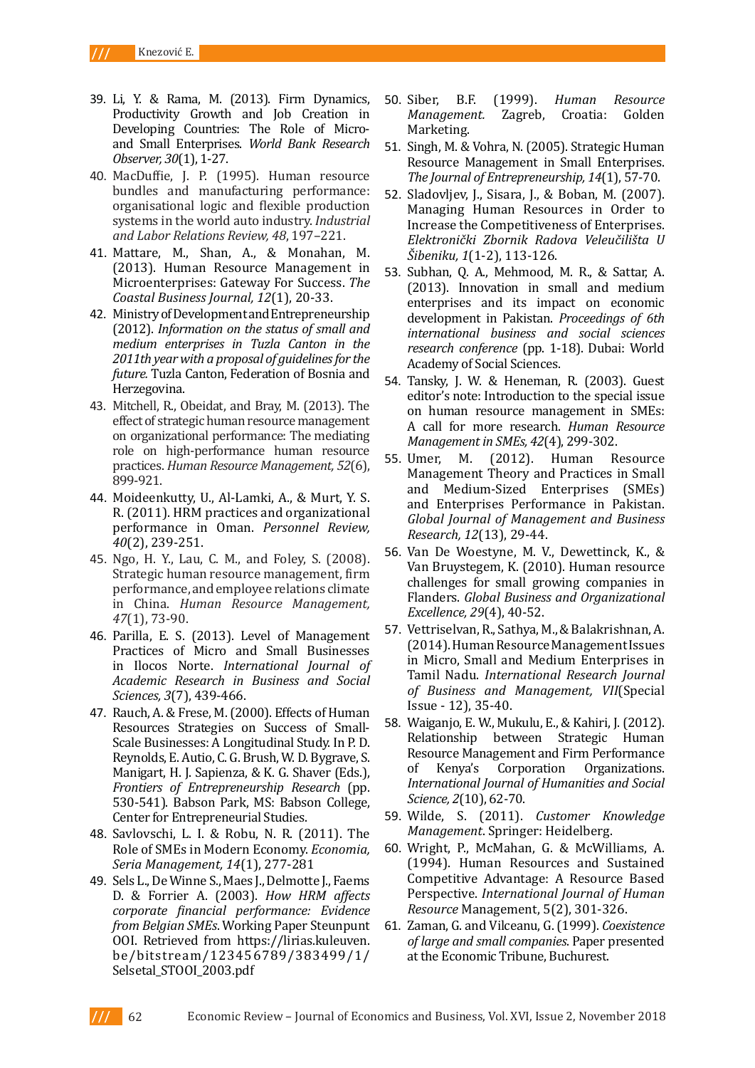39. Li, Y. & Rama, M. (2013). Firm Dynamics, Productivity Growth and Job Creation in Developing Countries: The Role of Micro- and Small Enterprises. *World Bank Research Observer, 30*(1), 1-27.
40. MacDuffie, J. P. (1995). Human resource bundles and manufacturing performance: organisational logic and flexible production systems in the world auto industry. *Industrial and Labor Relations Review, 48*, 197–221.
41. Mattare, M., Shan, A., & Monahan, M. (2013). Human Resource Management in Microenterprises: Gateway For Success. *The Coastal Business Journal, 12*(1), 20-33.
42. Ministry of Development and Entrepreneurship (2012). *Information on the status of small and medium enterprises in Tuzla Canton in the 2011th year with a proposal of guidelines for the future.* Tuzla Canton, Federation of Bosnia and Herzegovina.
43. Mitchell, R., Obeidat, and Bray, M. (2013). The effect of strategic human resource management on organizational performance: The mediating role on high-performance human resource practices. *Human Resource Management, 52*(6), 899-921.
44. Moideenkutty, U., Al-Lamki, A., & Murt, Y. S. R. (2011). HRM practices and organizational performance in Oman. *Personnel Review, 40*(2), 239-251.
45. Ngo, H. Y., Lau, C. M., and Foley, S. (2008). Strategic human resource management, firm performance, and employee relations climate in China. *Human Resource Management, 47*(1), 73-90.
46. Parilla, E. S. (2013). Level of Management Practices of Micro and Small Businesses in Ilocos Norte. *International Journal of Academic Research in Business and Social Sciences, 3*(7), 439-466.
47. Rauch, A. & Frese, M. (2000). Effects of Human Resources Strategies on Success of Small-Scale Businesses: A Longitudinal Study. In P. D. Reynolds, E. Autio, C. G. Brush, W. D. Bygrave, S. Manigart, H. J. Sapienza, & K. G. Shaver (Eds.), *Frontiers of Entrepreneurship Research* (pp. 530-541). Babson Park, MS: Babson College, Center for Entrepreneurial Studies.
48. Savlovschi, L. I. & Robu, N. R. (2011). The Role of SMEs in Modern Economy. *Economia, Seria Management, 14*(1), 277-281
49. Sels L., De Winne S., Maes J., Delmotte J., Faems D. & Forrier A. (2003). *How HRM affects corporate financial performance: Evidence from Belgian SMEs*. Working Paper Steunpunt OOI. Retrieved from https://lirias.kuleuven.be/bitstream/123456789/383499/1/Selsetal_STOOI_2003.pdf
50. Siber, B.F. (1999). *Human Resource Management.* Zagreb, Croatia: Golden Marketing.
51. Singh, M. & Vohra, N. (2005). Strategic Human Resource Management in Small Enterprises. *The Journal of Entrepreneurship, 14*(1), 57-70.
52. Sladovljev, J., Sisara, J., & Boban, M. (2007). Managing Human Resources in Order to Increase the Competitiveness of Enterprises. *Elektronički Zbornik Radova Veleučilišta U Šibeniku, 1*(1-2), 113-126.
53. Subhan, Q. A., Mehmood, M. R., & Sattar, A. (2013). Innovation in small and medium enterprises and its impact on economic development in Pakistan. *Proceedings of 6th international business and social sciences research conference* (pp. 1-18). Dubai: World Academy of Social Sciences.
54. Tansky, J. W. & Heneman, R. (2003). Guest editor's note: Introduction to the special issue on human resource management in SMEs: A call for more research. *Human Resource Management in SMEs, 42*(4), 299-302.
55. Umer, M. (2012). Human Resource Management Theory and Practices in Small and Medium-Sized Enterprises (SMEs) and Enterprises Performance in Pakistan. *Global Journal of Management and Business Research, 12*(13), 29-44.
56. Van De Woestyne, M. V., Dewettinck, K., & Van Bruystegem, K. (2010). Human resource challenges for small growing companies in Flanders. *Global Business and Organizational Excellence, 29*(4), 40-52.
57. Vettriselvan, R., Sathya, M., & Balakrishnan, A. (2014). Human Resource Management Issues in Micro, Small and Medium Enterprises in Tamil Nadu. *International Research Journal of Business and Management, VII*(Special Issue - 12), 35-40.
58. Waiganjo, E. W., Mukulu, E., & Kahiri, J. (2012). Relationship between Strategic Human Resource Management and Firm Performance of Kenya's Corporation Organizations. *International Journal of Humanities and Social Science, 2*(10), 62-70.
59. Wilde, S. (2011). *Customer Knowledge Management*. Springer: Heidelberg.
60. Wright, P., McMahan, G. & McWilliams, A. (1994). Human Resources and Sustained Competitive Advantage: A Resource Based Perspective. *International Journal of Human Resource* Management, 5(2), 301-326.
61. Zaman, G. and Vilceanu, G. (1999). *Coexistence of large and small companies*. Paper presented at the Economic Tribune, Bucharest.